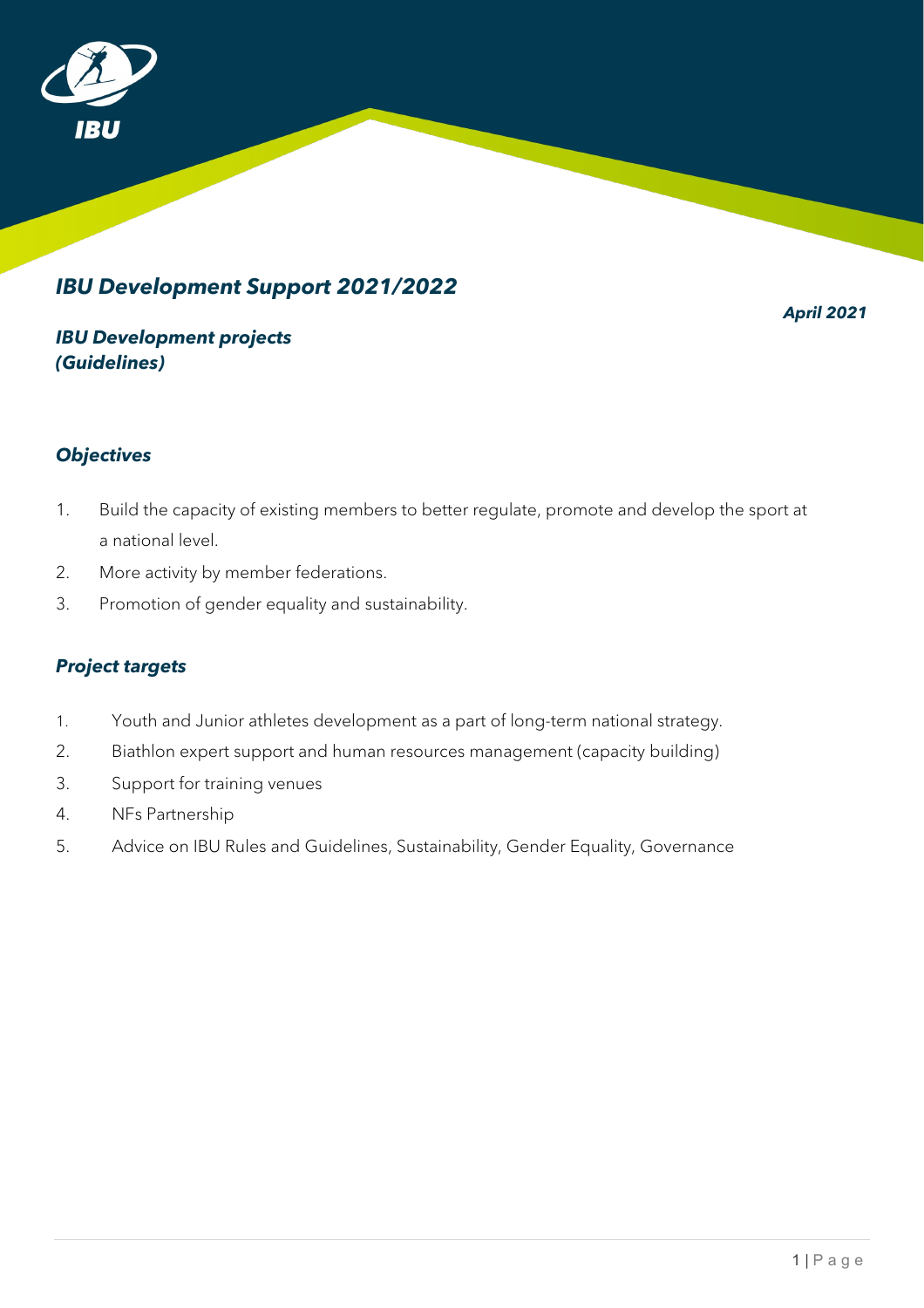# *IBU Development Support 2021/2022*

***April 2021***

## *IBU Development projects (Guidelines)*

### *Objectives*

1. Build the capacity of existing members to better regulate, promote and develop the sport at a national level.
2. More activity by member federations.
3. Promotion of gender equality and sustainability.

### *Project targets*

1. Youth and Junior athletes development as a part of long-term national strategy.
2. Biathlon expert support and human resources management (capacity building)
3. Support for training venues
4. NFs Partnership
5. Advice on IBU Rules and Guidelines, Sustainability, Gender Equality, Governance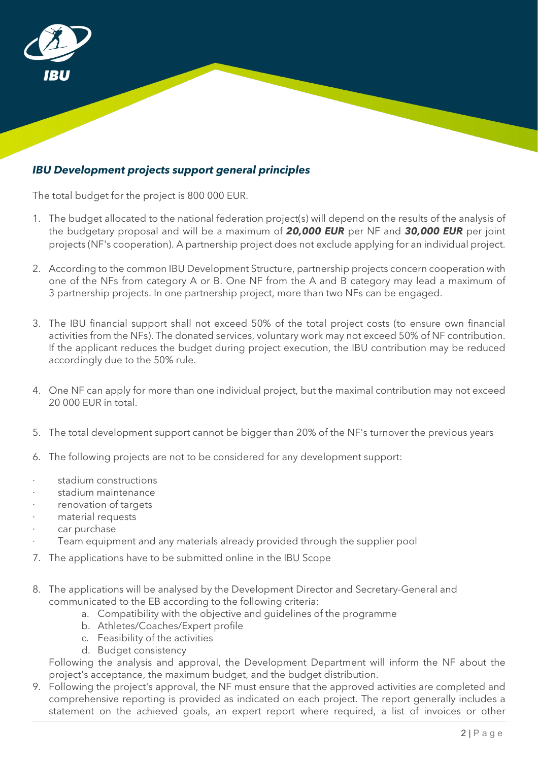## ***IBU Development projects support general principles***

The total budget for the project is 800 000 EUR.

1. The budget allocated to the national federation project(s) will depend on the results of the analysis of the budgetary proposal and will be a maximum of ***20,000 EUR*** per NF and ***30,000 EUR*** per joint projects (NF's cooperation). A partnership project does not exclude applying for an individual project.

2. According to the common IBU Development Structure, partnership projects concern cooperation with one of the NFs from category A or B. One NF from the A and B category may lead a maximum of 3 partnership projects. In one partnership project, more than two NFs can be engaged.

3. The IBU financial support shall not exceed 50% of the total project costs (to ensure own financial activities from the NFs). The donated services, voluntary work may not exceed 50% of NF contribution. If the applicant reduces the budget during project execution, the IBU contribution may be reduced accordingly due to the 50% rule.

4. One NF can apply for more than one individual project, but the maximal contribution may not exceed 20 000 EUR in total.

5. The total development support cannot be bigger than 20% of the NF's turnover the previous years

6. The following projects are not to be considered for any development support:

- stadium constructions
- stadium maintenance
- renovation of targets
- material requests
- car purchase
- Team equipment and any materials already provided through the supplier pool

7. The applications have to be submitted online in the IBU Scope

8. The applications will be analysed by the Development Director and Secretary-General and communicated to the EB according to the following criteria:
   a. Compatibility with the objective and guidelines of the programme
   b. Athletes/Coaches/Expert profile
   c. Feasibility of the activities
   d. Budget consistency

   Following the analysis and approval, the Development Department will inform the NF about the project's acceptance, the maximum budget, and the budget distribution.

9. Following the project's approval, the NF must ensure that the approved activities are completed and comprehensive reporting is provided as indicated on each project. The report generally includes a statement on the achieved goals, an expert report where required, a list of invoices or other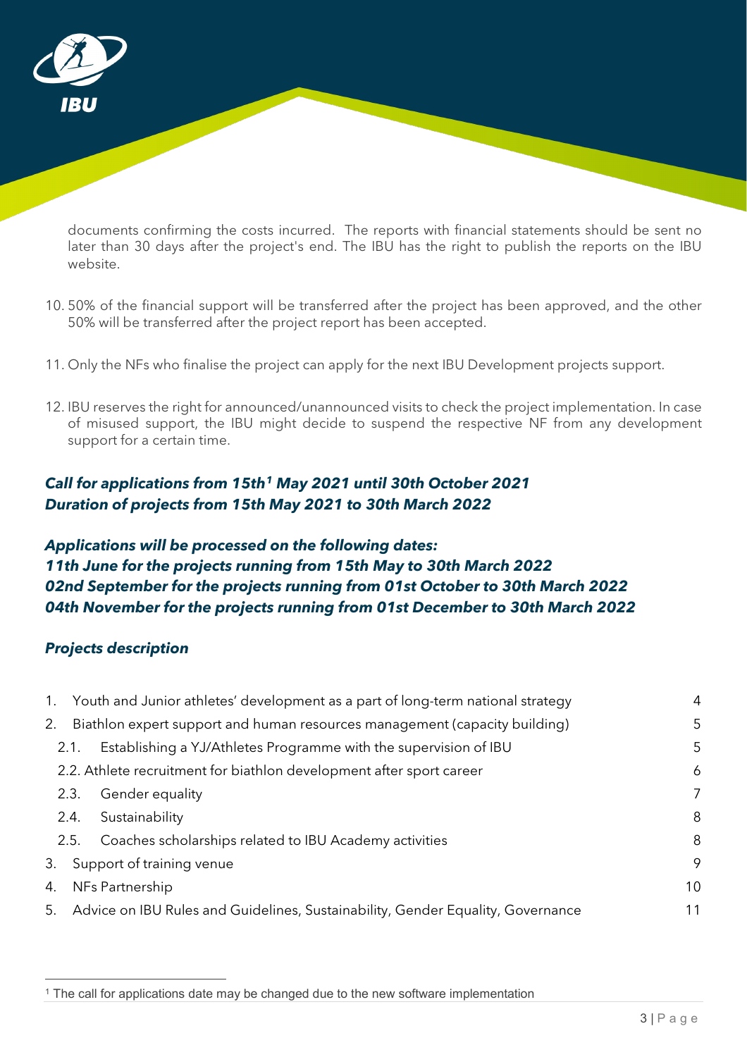documents confirming the costs incurred. The reports with financial statements should be sent no later than 30 days after the project's end. The IBU has the right to publish the reports on the IBU website.

10. 50% of the financial support will be transferred after the project has been approved, and the other 50% will be transferred after the project report has been accepted.

11. Only the NFs who finalise the project can apply for the next IBU Development projects support.

12. IBU reserves the right for announced/unannounced visits to check the project implementation. In case of misused support, the IBU might decide to suspend the respective NF from any development support for a certain time.

***Call for applications from 15th[1] May 2021 until 30th October 2021***
***Duration of projects from 15th May 2021 to 30th March 2022***

***Applications will be processed on the following dates:***
***11th June for the projects running from 15th May to 30th March 2022***
***02nd September for the projects running from 01st October to 30th March 2022***
***04th November for the projects running from 01st December to 30th March 2022***

***Projects description***

1. Youth and Junior athletes' development as a part of long-term national strategy — 4
2. Biathlon expert support and human resources management (capacity building) — 5
   - 2.1. Establishing a YJ/Athletes Programme with the supervision of IBU — 5
   - 2.2. Athlete recruitment for biathlon development after sport career — 6
   - 2.3. Gender equality — 7
   - 2.4. Sustainability — 8
   - 2.5. Coaches scholarships related to IBU Academy activities — 8
3. Support of training venue — 9
4. NFs Partnership — 10
5. Advice on IBU Rules and Guidelines, Sustainability, Gender Equality, Governance — 11

[1] The call for applications date may be changed due to the new software implementation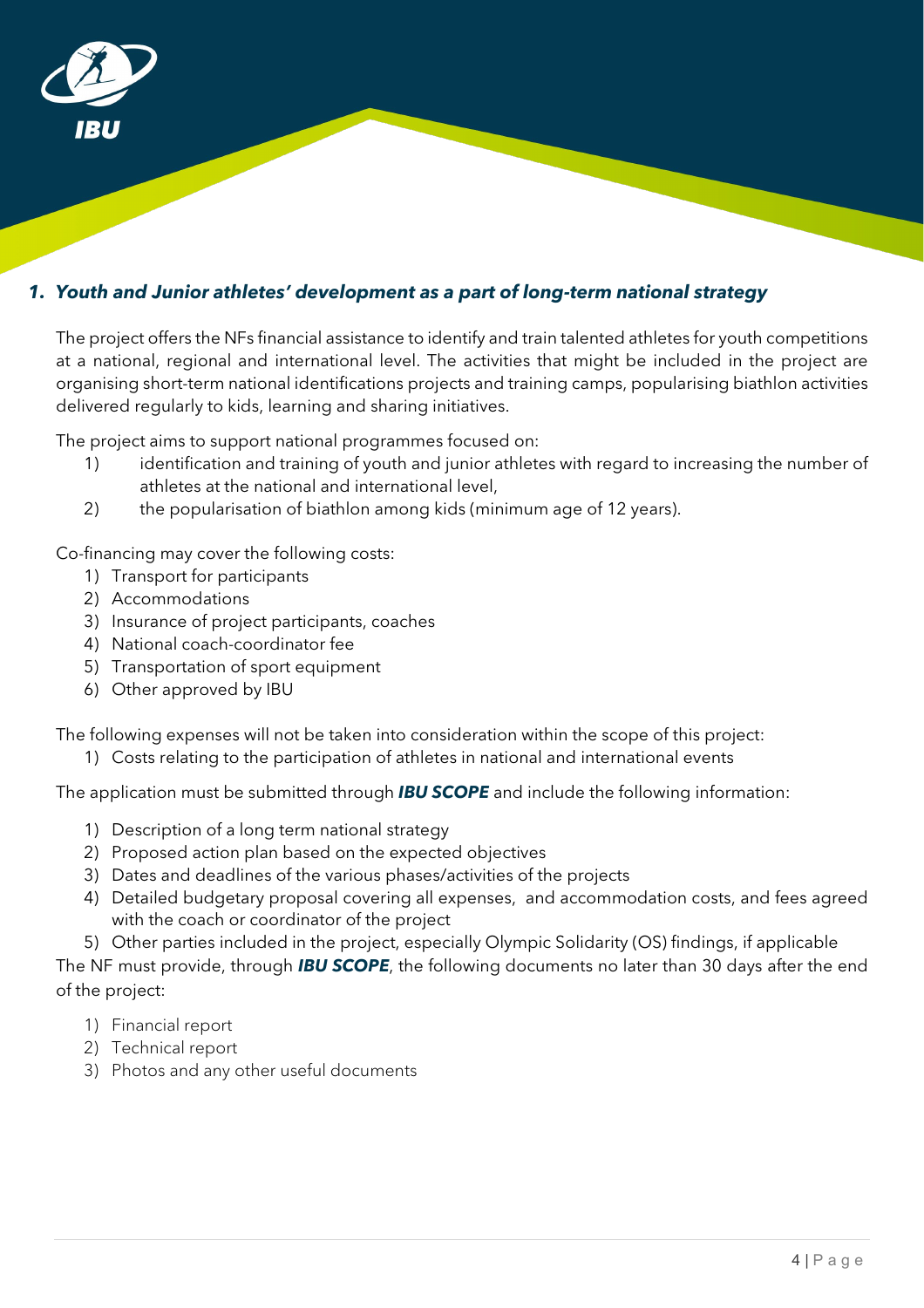## *1. Youth and Junior athletes' development as a part of long-term national strategy*

The project offers the NFs financial assistance to identify and train talented athletes for youth competitions at a national, regional and international level. The activities that might be included in the project are organising short-term national identifications projects and training camps, popularising biathlon activities delivered regularly to kids, learning and sharing initiatives.

The project aims to support national programmes focused on:

1) identification and training of youth and junior athletes with regard to increasing the number of athletes at the national and international level,
2) the popularisation of biathlon among kids (minimum age of 12 years).

Co-financing may cover the following costs:

1) Transport for participants
2) Accommodations
3) Insurance of project participants, coaches
4) National coach-coordinator fee
5) Transportation of sport equipment
6) Other approved by IBU

The following expenses will not be taken into consideration within the scope of this project:

1) Costs relating to the participation of athletes in national and international events

The application must be submitted through ***IBU SCOPE*** and include the following information:

1) Description of a long term national strategy
2) Proposed action plan based on the expected objectives
3) Dates and deadlines of the various phases/activities of the projects
4) Detailed budgetary proposal covering all expenses, and accommodation costs, and fees agreed with the coach or coordinator of the project
5) Other parties included in the project, especially Olympic Solidarity (OS) findings, if applicable

The NF must provide, through ***IBU SCOPE***, the following documents no later than 30 days after the end of the project:

1) Financial report
2) Technical report
3) Photos and any other useful documents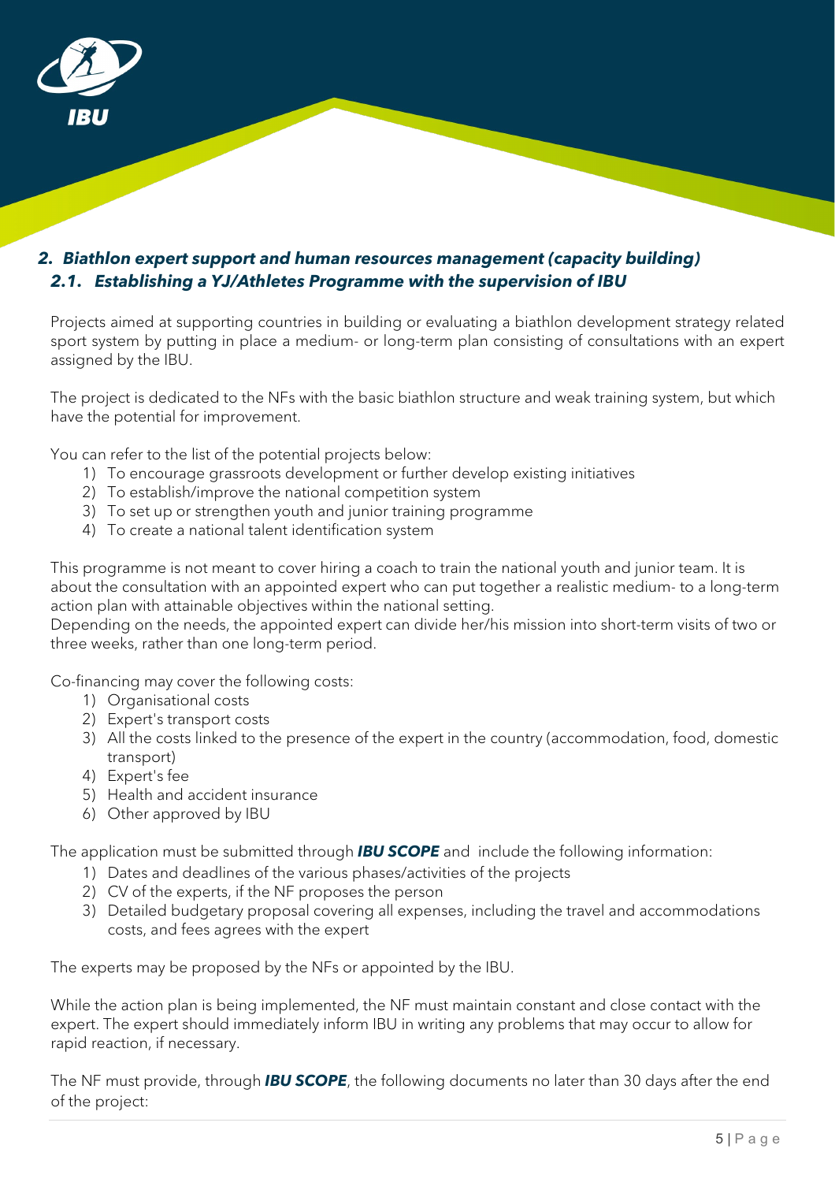## *2. Biathlon expert support and human resources management (capacity building)*

### *2.1. Establishing a YJ/Athletes Programme with the supervision of IBU*

Projects aimed at supporting countries in building or evaluating a biathlon development strategy related sport system by putting in place a medium- or long-term plan consisting of consultations with an expert assigned by the IBU.

The project is dedicated to the NFs with the basic biathlon structure and weak training system, but which have the potential for improvement.

You can refer to the list of the potential projects below:

1) To encourage grassroots development or further develop existing initiatives
2) To establish/improve the national competition system
3) To set up or strengthen youth and junior training programme
4) To create a national talent identification system

This programme is not meant to cover hiring a coach to train the national youth and junior team. It is about the consultation with an appointed expert who can put together a realistic medium- to a long-term action plan with attainable objectives within the national setting.
Depending on the needs, the appointed expert can divide her/his mission into short-term visits of two or three weeks, rather than one long-term period.

Co-financing may cover the following costs:

1) Organisational costs
2) Expert's transport costs
3) All the costs linked to the presence of the expert in the country (accommodation, food, domestic transport)
4) Expert's fee
5) Health and accident insurance
6) Other approved by IBU

The application must be submitted through ***IBU SCOPE*** and include the following information:

1) Dates and deadlines of the various phases/activities of the projects
2) CV of the experts, if the NF proposes the person
3) Detailed budgetary proposal covering all expenses, including the travel and accommodations costs, and fees agrees with the expert

The experts may be proposed by the NFs or appointed by the IBU.

While the action plan is being implemented, the NF must maintain constant and close contact with the expert. The expert should immediately inform IBU in writing any problems that may occur to allow for rapid reaction, if necessary.

The NF must provide, through ***IBU SCOPE***, the following documents no later than 30 days after the end of the project: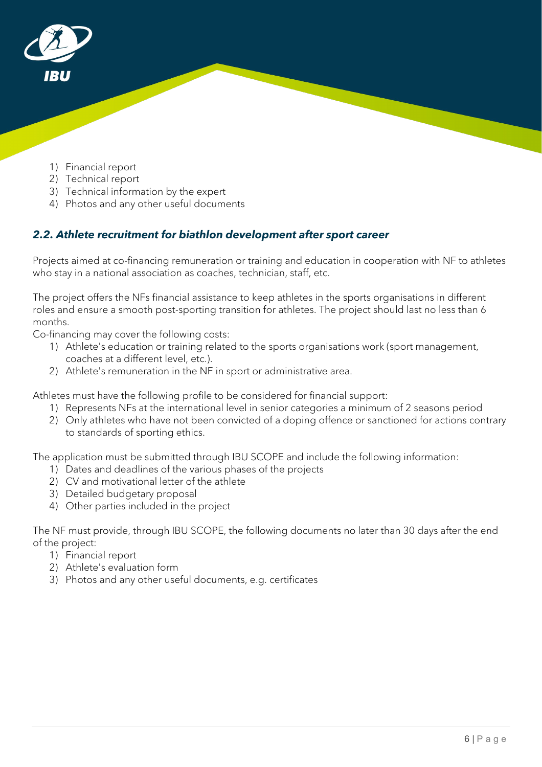1) Financial report
2) Technical report
3) Technical information by the expert
4) Photos and any other useful documents

### *2.2. Athlete recruitment for biathlon development after sport career*

Projects aimed at co-financing remuneration or training and education in cooperation with NF to athletes who stay in a national association as coaches, technician, staff, etc.

The project offers the NFs financial assistance to keep athletes in the sports organisations in different roles and ensure a smooth post-sporting transition for athletes. The project should last no less than 6 months.

Co-financing may cover the following costs:

1) Athlete's education or training related to the sports organisations work (sport management, coaches at a different level, etc.).
2) Athlete's remuneration in the NF in sport or administrative area.

Athletes must have the following profile to be considered for financial support:

1) Represents NFs at the international level in senior categories a minimum of 2 seasons period
2) Only athletes who have not been convicted of a doping offence or sanctioned for actions contrary to standards of sporting ethics.

The application must be submitted through IBU SCOPE and include the following information:

1) Dates and deadlines of the various phases of the projects
2) CV and motivational letter of the athlete
3) Detailed budgetary proposal
4) Other parties included in the project

The NF must provide, through IBU SCOPE, the following documents no later than 30 days after the end of the project:

1) Financial report
2) Athlete's evaluation form
3) Photos and any other useful documents, e.g. certificates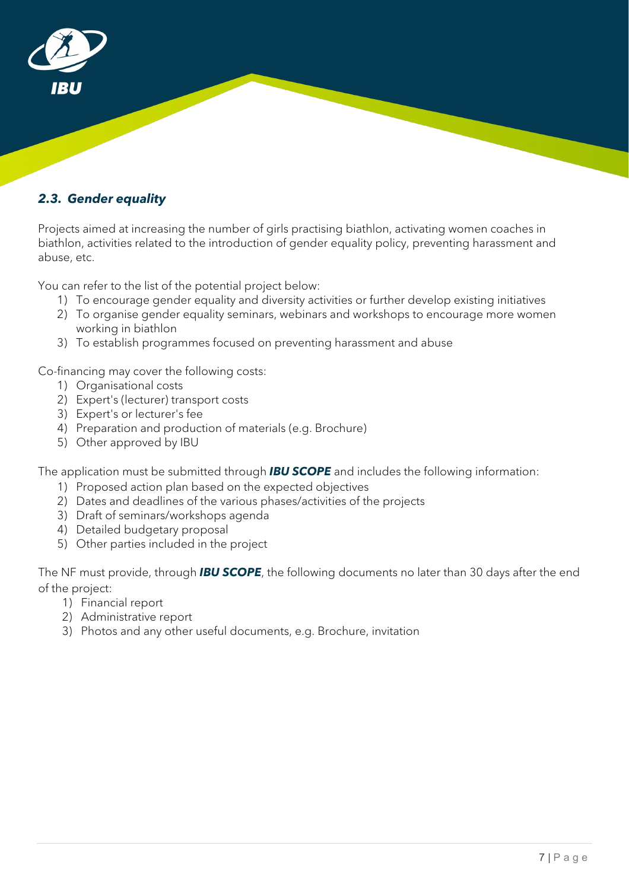### *2.3. Gender equality*

Projects aimed at increasing the number of girls practising biathlon, activating women coaches in biathlon, activities related to the introduction of gender equality policy, preventing harassment and abuse, etc.

You can refer to the list of the potential project below:

1) To encourage gender equality and diversity activities or further develop existing initiatives
2) To organise gender equality seminars, webinars and workshops to encourage more women working in biathlon
3) To establish programmes focused on preventing harassment and abuse

Co-financing may cover the following costs:

1) Organisational costs
2) Expert's (lecturer) transport costs
3) Expert's or lecturer's fee
4) Preparation and production of materials (e.g. Brochure)
5) Other approved by IBU

The application must be submitted through ***IBU SCOPE*** and includes the following information:

1) Proposed action plan based on the expected objectives
2) Dates and deadlines of the various phases/activities of the projects
3) Draft of seminars/workshops agenda
4) Detailed budgetary proposal
5) Other parties included in the project

The NF must provide, through ***IBU SCOPE***, the following documents no later than 30 days after the end of the project:

1) Financial report
2) Administrative report
3) Photos and any other useful documents, e.g. Brochure, invitation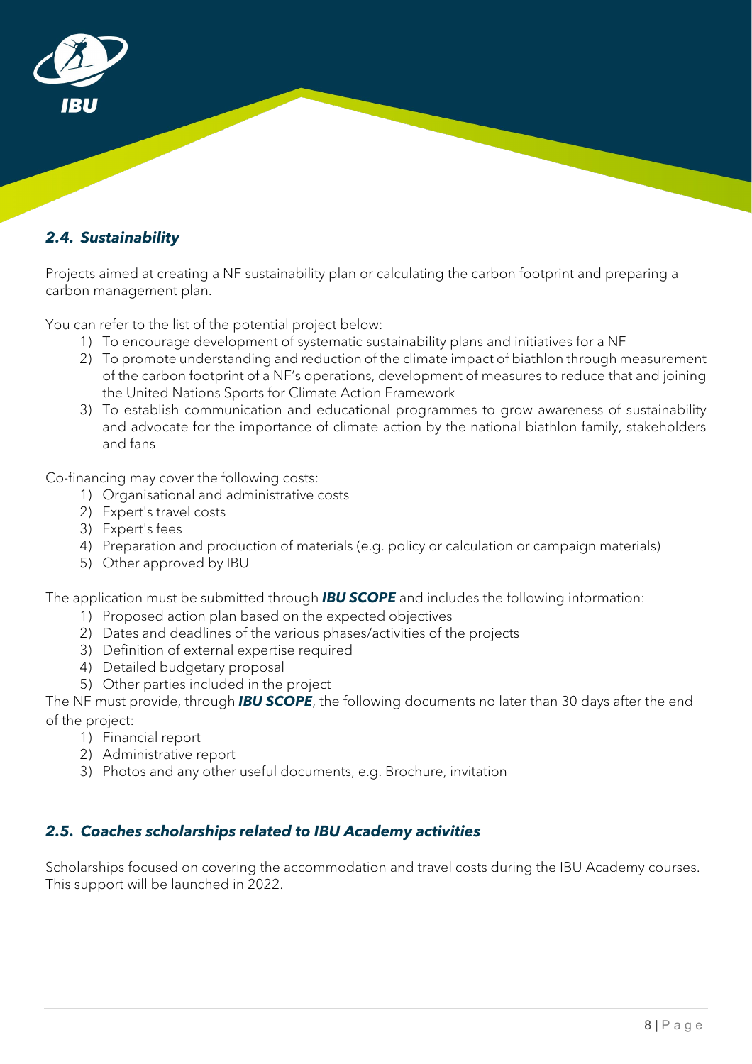### *2.4. Sustainability*

Projects aimed at creating a NF sustainability plan or calculating the carbon footprint and preparing a carbon management plan.

You can refer to the list of the potential project below:

1) To encourage development of systematic sustainability plans and initiatives for a NF
2) To promote understanding and reduction of the climate impact of biathlon through measurement of the carbon footprint of a NF's operations, development of measures to reduce that and joining the United Nations Sports for Climate Action Framework
3) To establish communication and educational programmes to grow awareness of sustainability and advocate for the importance of climate action by the national biathlon family, stakeholders and fans

Co-financing may cover the following costs:

1) Organisational and administrative costs
2) Expert's travel costs
3) Expert's fees
4) Preparation and production of materials (e.g. policy or calculation or campaign materials)
5) Other approved by IBU

The application must be submitted through ***IBU SCOPE*** and includes the following information:

1) Proposed action plan based on the expected objectives
2) Dates and deadlines of the various phases/activities of the projects
3) Definition of external expertise required
4) Detailed budgetary proposal
5) Other parties included in the project

The NF must provide, through ***IBU SCOPE***, the following documents no later than 30 days after the end of the project:

1) Financial report
2) Administrative report
3) Photos and any other useful documents, e.g. Brochure, invitation

### *2.5. Coaches scholarships related to IBU Academy activities*

Scholarships focused on covering the accommodation and travel costs during the IBU Academy courses. This support will be launched in 2022.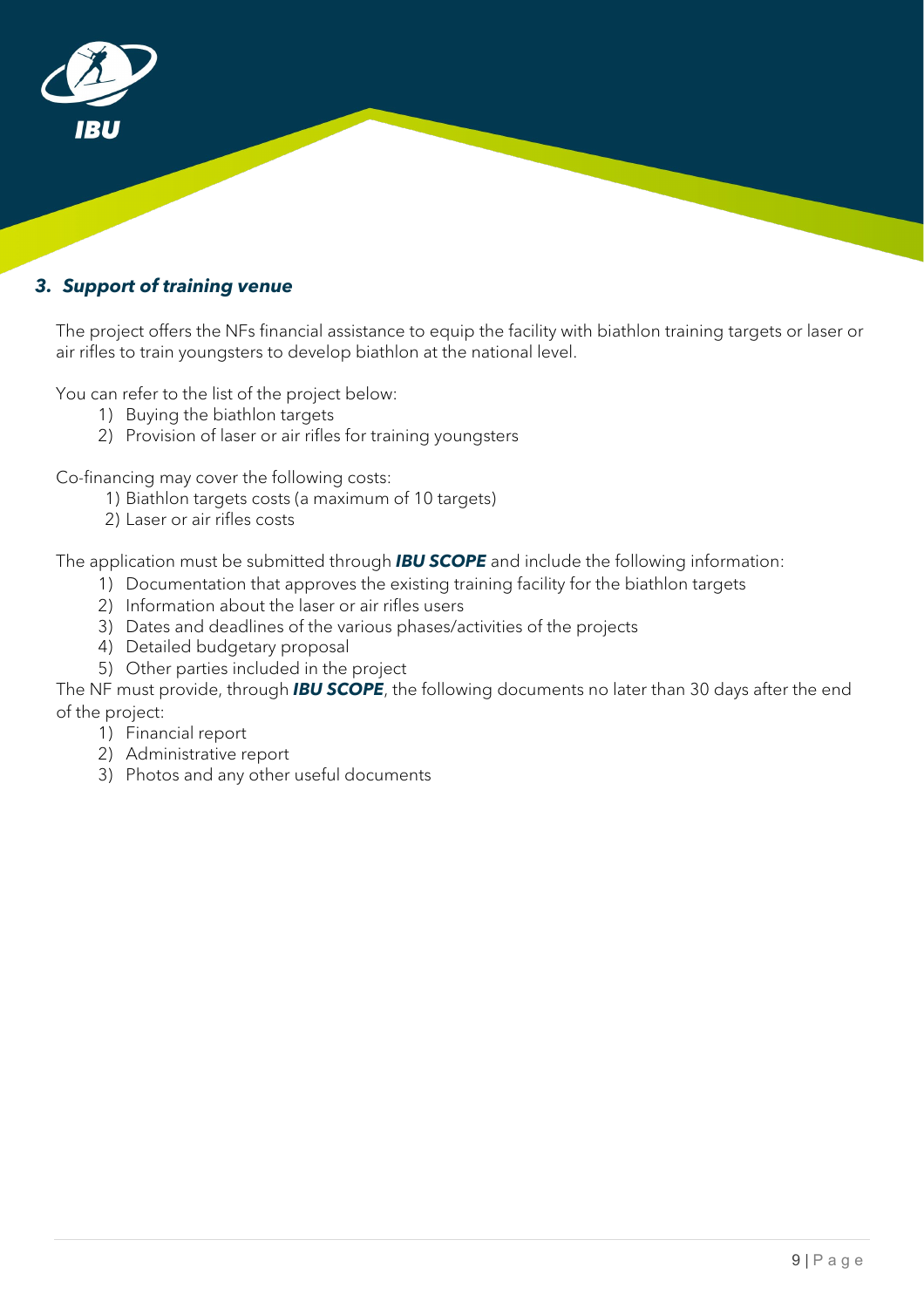### *3. Support of training venue*

The project offers the NFs financial assistance to equip the facility with biathlon training targets or laser or air rifles to train youngsters to develop biathlon at the national level.

You can refer to the list of the project below:

1) Buying the biathlon targets
2) Provision of laser or air rifles for training youngsters

Co-financing may cover the following costs:

1) Biathlon targets costs (a maximum of 10 targets)
2) Laser or air rifles costs

The application must be submitted through ***IBU SCOPE*** and include the following information:

1) Documentation that approves the existing training facility for the biathlon targets
2) Information about the laser or air rifles users
3) Dates and deadlines of the various phases/activities of the projects
4) Detailed budgetary proposal
5) Other parties included in the project

The NF must provide, through ***IBU SCOPE***, the following documents no later than 30 days after the end of the project:

1) Financial report
2) Administrative report
3) Photos and any other useful documents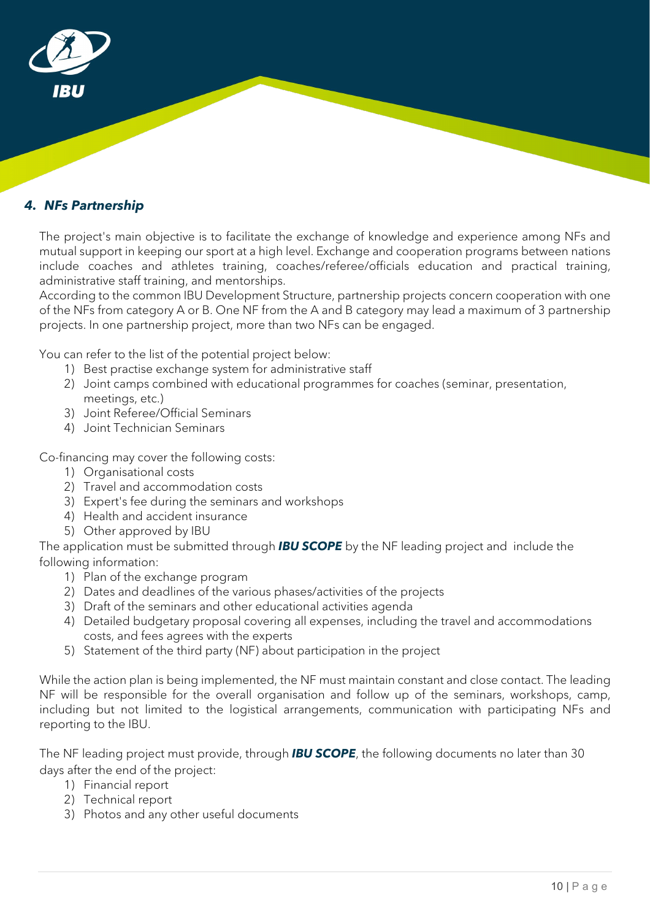## *4. NFs Partnership*

The project's main objective is to facilitate the exchange of knowledge and experience among NFs and mutual support in keeping our sport at a high level. Exchange and cooperation programs between nations include coaches and athletes training, coaches/referee/officials education and practical training, administrative staff training, and mentorships.
According to the common IBU Development Structure, partnership projects concern cooperation with one of the NFs from category A or B. One NF from the A and B category may lead a maximum of 3 partnership projects. In one partnership project, more than two NFs can be engaged.

You can refer to the list of the potential project below:

1) Best practise exchange system for administrative staff
2) Joint camps combined with educational programmes for coaches (seminar, presentation, meetings, etc.)
3) Joint Referee/Official Seminars
4) Joint Technician Seminars

Co-financing may cover the following costs:

1) Organisational costs
2) Travel and accommodation costs
3) Expert's fee during the seminars and workshops
4) Health and accident insurance
5) Other approved by IBU

The application must be submitted through ***IBU SCOPE*** by the NF leading project and include the following information:

1) Plan of the exchange program
2) Dates and deadlines of the various phases/activities of the projects
3) Draft of the seminars and other educational activities agenda
4) Detailed budgetary proposal covering all expenses, including the travel and accommodations costs, and fees agrees with the experts
5) Statement of the third party (NF) about participation in the project

While the action plan is being implemented, the NF must maintain constant and close contact. The leading NF will be responsible for the overall organisation and follow up of the seminars, workshops, camp, including but not limited to the logistical arrangements, communication with participating NFs and reporting to the IBU.

The NF leading project must provide, through ***IBU SCOPE***, the following documents no later than 30 days after the end of the project:

1) Financial report
2) Technical report
3) Photos and any other useful documents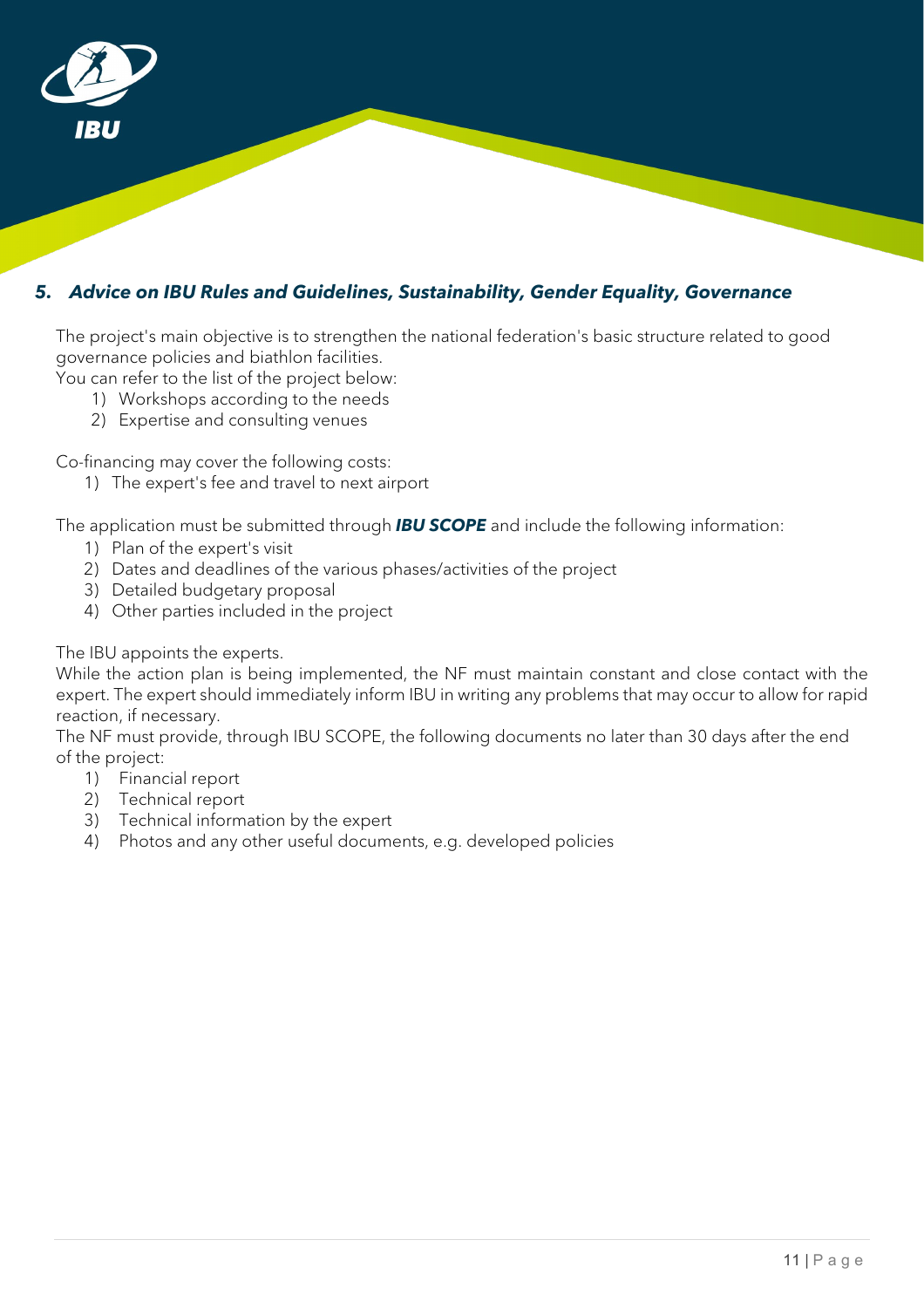## *5. Advice on IBU Rules and Guidelines, Sustainability, Gender Equality, Governance*

The project's main objective is to strengthen the national federation's basic structure related to good governance policies and biathlon facilities.
You can refer to the list of the project below:

1) Workshops according to the needs
2) Expertise and consulting venues

Co-financing may cover the following costs:

1) The expert's fee and travel to next airport

The application must be submitted through ***IBU SCOPE*** and include the following information:

1) Plan of the expert's visit
2) Dates and deadlines of the various phases/activities of the project
3) Detailed budgetary proposal
4) Other parties included in the project

The IBU appoints the experts.
While the action plan is being implemented, the NF must maintain constant and close contact with the expert. The expert should immediately inform IBU in writing any problems that may occur to allow for rapid reaction, if necessary.
The NF must provide, through IBU SCOPE, the following documents no later than 30 days after the end of the project:

1) Financial report
2) Technical report
3) Technical information by the expert
4) Photos and any other useful documents, e.g. developed policies